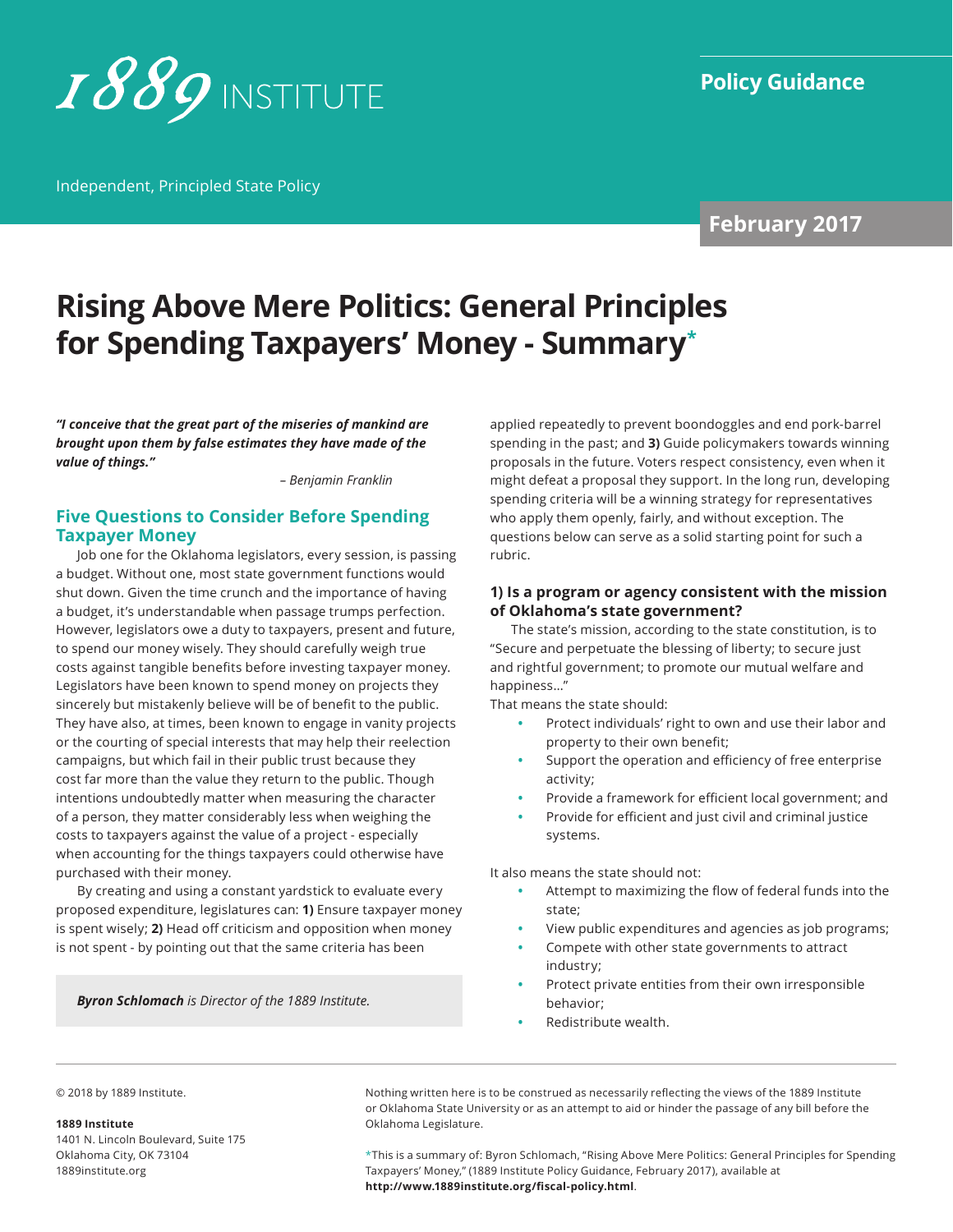1889 INSTITUTE

Independent, Principled State Policy

**Policy Guidance**

**February 2017**

# Rising Above Mere Politics: General Principles for Spending Taxpayers' Money - Summary*

***"I conceive that the great part of the miseries of mankind are brought upon them by false estimates they have made of the value of things."***

*– Benjamin Franklin*

## Five Questions to Consider Before Spending Taxpayer Money

Job one for the Oklahoma legislators, every session, is passing a budget. Without one, most state government functions would shut down. Given the time crunch and the importance of having a budget, it's understandable when passage trumps perfection. However, legislators owe a duty to taxpayers, present and future, to spend our money wisely. They should carefully weigh true costs against tangible benefits before investing taxpayer money. Legislators have been known to spend money on projects they sincerely but mistakenly believe will be of benefit to the public. They have also, at times, been known to engage in vanity projects or the courting of special interests that may help their reelection campaigns, but which fail in their public trust because they cost far more than the value they return to the public. Though intentions undoubtedly matter when measuring the character of a person, they matter considerably less when weighing the costs to taxpayers against the value of a project - especially when accounting for the things taxpayers could otherwise have purchased with their money.

By creating and using a constant yardstick to evaluate every proposed expenditure, legislatures can: **1)** Ensure taxpayer money is spent wisely; **2)** Head off criticism and opposition when money is not spent - by pointing out that the same criteria has been applied repeatedly to prevent boondoggles and end pork-barrel spending in the past; and **3)** Guide policymakers towards winning proposals in the future. Voters respect consistency, even when it might defeat a proposal they support. In the long run, developing spending criteria will be a winning strategy for representatives who apply them openly, fairly, and without exception. The questions below can serve as a solid starting point for such a rubric.

***Byron Schlomach** is Director of the 1889 Institute.*

### 1) Is a program or agency consistent with the mission of Oklahoma's state government?

The state's mission, according to the state constitution, is to "Secure and perpetuate the blessing of liberty; to secure just and rightful government; to promote our mutual welfare and happiness..."

That means the state should:

- Protect individuals' right to own and use their labor and property to their own benefit;
- Support the operation and efficiency of free enterprise activity;
- Provide a framework for efficient local government; and
- Provide for efficient and just civil and criminal justice systems.

It also means the state should not:

- Attempt to maximizing the flow of federal funds into the state;
- View public expenditures and agencies as job programs;
- Compete with other state governments to attract industry;
- Protect private entities from their own irresponsible behavior;
- Redistribute wealth.

© 2018 by 1889 Institute.

**1889 Institute**
1401 N. Lincoln Boulevard, Suite 175
Oklahoma City, OK 73104
1889institute.org

Nothing written here is to be construed as necessarily reflecting the views of the 1889 Institute or Oklahoma State University or as an attempt to aid or hinder the passage of any bill before the Oklahoma Legislature.

*This is a summary of: Byron Schlomach, "Rising Above Mere Politics: General Principles for Spending Taxpayers' Money," (1889 Institute Policy Guidance, February 2017), available at **http://www.1889institute.org/fiscal-policy.html**.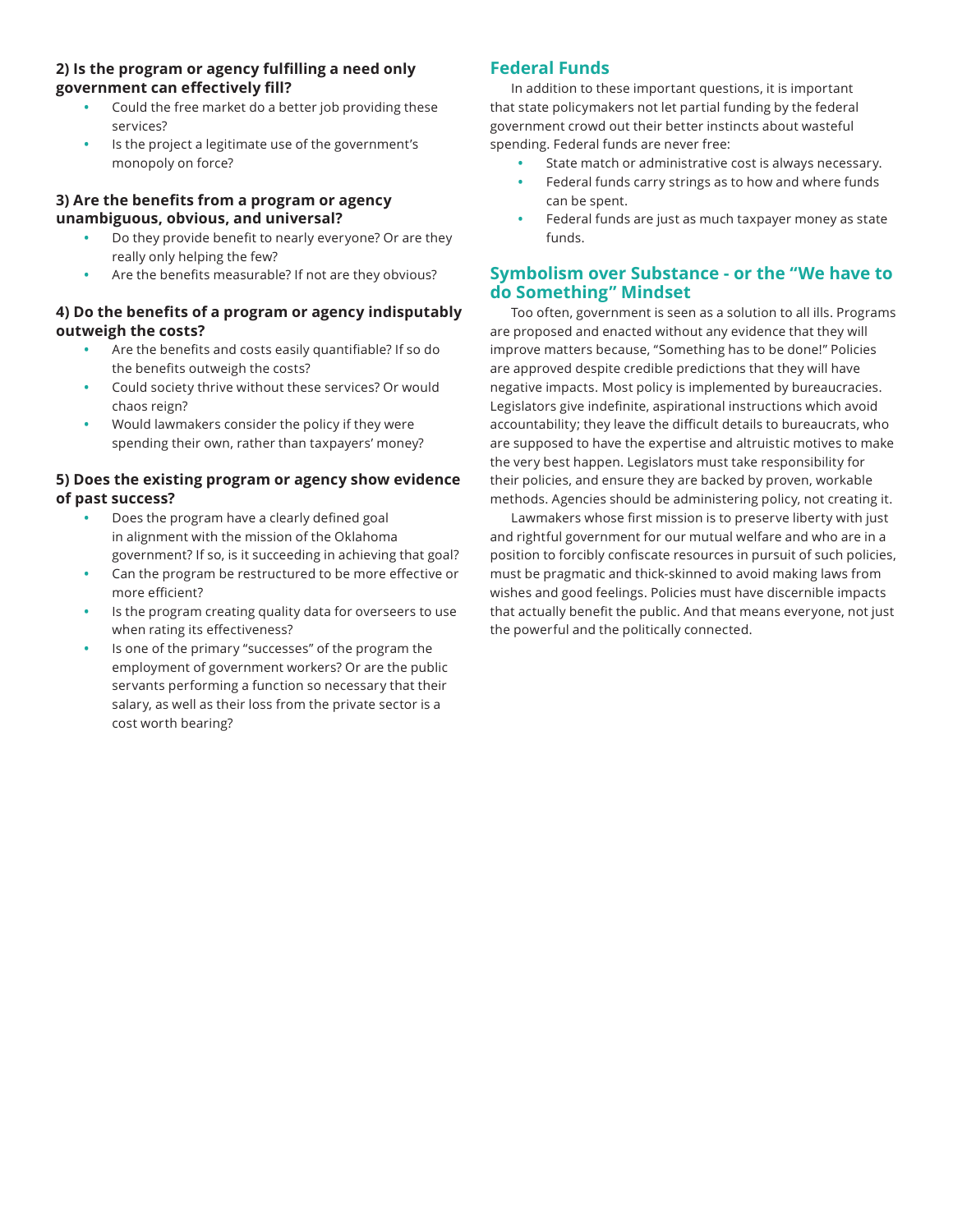**2) Is the program or agency fulfilling a need only government can effectively fill?**

- Could the free market do a better job providing these services?
- Is the project a legitimate use of the government's monopoly on force?

**3) Are the benefits from a program or agency unambiguous, obvious, and universal?**

- Do they provide benefit to nearly everyone? Or are they really only helping the few?
- Are the benefits measurable? If not are they obvious?

**4) Do the benefits of a program or agency indisputably outweigh the costs?**

- Are the benefits and costs easily quantifiable? If so do the benefits outweigh the costs?
- Could society thrive without these services? Or would chaos reign?
- Would lawmakers consider the policy if they were spending their own, rather than taxpayers' money?

**5) Does the existing program or agency show evidence of past success?**

- Does the program have a clearly defined goal in alignment with the mission of the Oklahoma government? If so, is it succeeding in achieving that goal?
- Can the program be restructured to be more effective or more efficient?
- Is the program creating quality data for overseers to use when rating its effectiveness?
- Is one of the primary "successes" of the program the employment of government workers? Or are the public servants performing a function so necessary that their salary, as well as their loss from the private sector is a cost worth bearing?

## Federal Funds

In addition to these important questions, it is important that state policymakers not let partial funding by the federal government crowd out their better instincts about wasteful spending. Federal funds are never free:

- State match or administrative cost is always necessary.
- Federal funds carry strings as to how and where funds can be spent.
- Federal funds are just as much taxpayer money as state funds.

## Symbolism over Substance - or the "We have to do Something" Mindset

Too often, government is seen as a solution to all ills. Programs are proposed and enacted without any evidence that they will improve matters because, "Something has to be done!" Policies are approved despite credible predictions that they will have negative impacts. Most policy is implemented by bureaucracies. Legislators give indefinite, aspirational instructions which avoid accountability; they leave the difficult details to bureaucrats, who are supposed to have the expertise and altruistic motives to make the very best happen. Legislators must take responsibility for their policies, and ensure they are backed by proven, workable methods. Agencies should be administering policy, not creating it.

Lawmakers whose first mission is to preserve liberty with just and rightful government for our mutual welfare and who are in a position to forcibly confiscate resources in pursuit of such policies, must be pragmatic and thick-skinned to avoid making laws from wishes and good feelings. Policies must have discernible impacts that actually benefit the public. And that means everyone, not just the powerful and the politically connected.